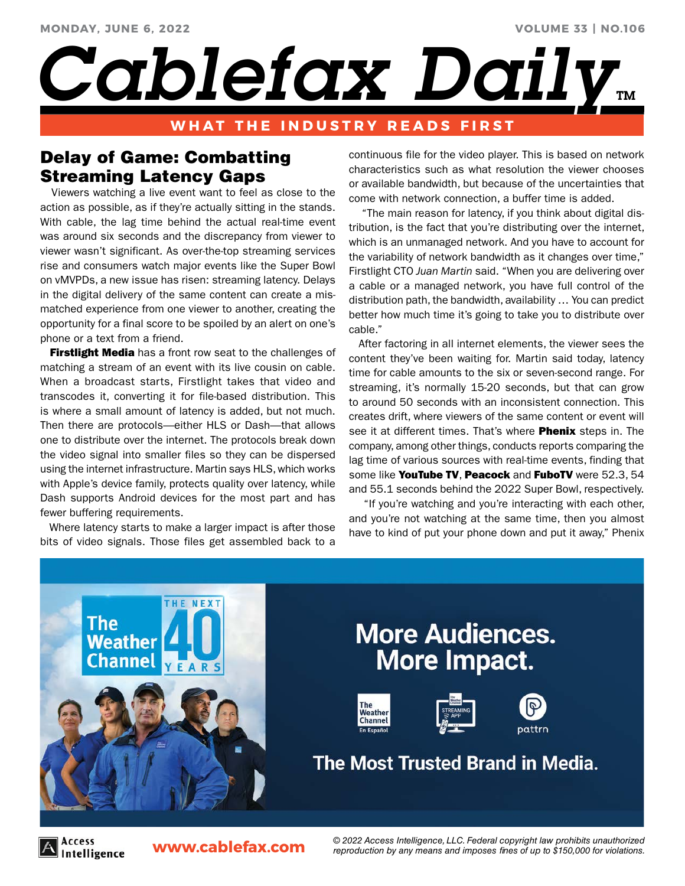# Delay of Game: Combatting Streaming Latency Gaps

Viewers watching a live event want to feel as close to the action as possible, as if they're actually sitting in the stands. With cable, the lag time behind the actual real-time event was around six seconds and the discrepancy from viewer to viewer wasn't significant. As over-the-top streaming services rise and consumers watch major events like the Super Bowl on vMVPDs, a new issue has risen: streaming latency. Delays in the digital delivery of the same content can create a mismatched experience from one viewer to another, creating the opportunity for a final score to be spoiled by an alert on one's phone or a text from a friend.

**Firstlight Media** has a front row seat to the challenges of matching a stream of an event with its live cousin on cable. When a broadcast starts, Firstlight takes that video and transcodes it, converting it for file-based distribution. This is where a small amount of latency is added, but not much. Then there are protocols—either HLS or Dash—that allows one to distribute over the internet. The protocols break down the video signal into smaller files so they can be dispersed using the internet infrastructure. Martin says HLS, which works with Apple's device family, protects quality over latency, while Dash supports Android devices for the most part and has fewer buffering requirements.

Where latency starts to make a larger impact is after those bits of video signals. Those files get assembled back to a continuous file for the video player. This is based on network characteristics such as what resolution the viewer chooses or available bandwidth, but because of the uncertainties that come with network connection, a buffer time is added.

"The main reason for latency, if you think about digital distribution, is the fact that you're distributing over the internet, which is an unmanaged network. And you have to account for the variability of network bandwidth as it changes over time," Firstlight CTO *Juan Martin* said. "When you are delivering over a cable or a managed network, you have full control of the distribution path, the bandwidth, availability … You can predict better how much time it's going to take you to distribute over cable."

After factoring in all internet elements, the viewer sees the content they've been waiting for. Martin said today, latency time for cable amounts to the six or seven-second range. For streaming, it's normally 15-20 seconds, but that can grow to around 50 seconds with an inconsistent connection. This creates drift, where viewers of the same content or event will see it at different times. That's where **Phenix** steps in. The company, among other things, conducts reports comparing the lag time of various sources with real-time events, finding that some like **YouTube TV**, **Peacock** and **FuboTV** were 52.3, 54 and 55.1 seconds behind the 2022 Super Bowl, respectively.

"If you're watching and you're interacting with each other, and you're not watching at the same time, then you almost have to kind of put your phone down and put it away," Phenix

www.cablefax.com

© 2022 Access Intelligence, LLC. Federal copyright law prohibits unauthorized reproduction by any means and imposes fines of up to $150,000 for violations.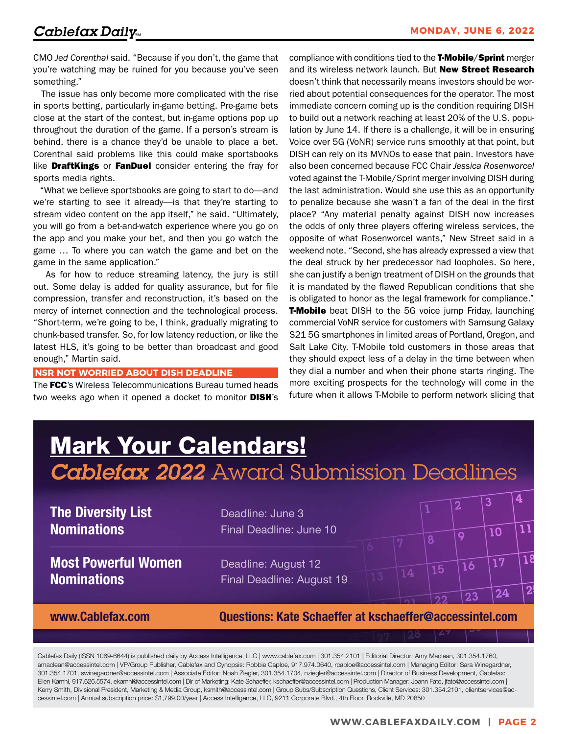CMO *Jed Corenthal* said. "Because if you don't, the game that you're watching may be ruined for you because you've seen something."

The issue has only become more complicated with the rise in sports betting, particularly in-game betting. Pre-game bets close at the start of the contest, but in-game options pop up throughout the duration of the game. If a person's stream is behind, there is a chance they'd be unable to place a bet. Corenthal said problems like this could make sportsbooks like **DraftKings** or **FanDuel** consider entering the fray for sports media rights.

"What we believe sportsbooks are going to start to do—and we're starting to see it already—is that they're starting to stream video content on the app itself," he said. "Ultimately, you will go from a bet-and-watch experience where you go on the app and you make your bet, and then you go watch the game … To where you can watch the game and bet on the game in the same application."

As for how to reduce streaming latency, the jury is still out. Some delay is added for quality assurance, but for file compression, transfer and reconstruction, it's based on the mercy of internet connection and the technological process. "Short-term, we're going to be, I think, gradually migrating to chunk-based transfer. So, for low latency reduction, or like the latest HLS, it's going to be better than broadcast and good enough," Martin said.

## NSR NOT WORRIED ABOUT DISH DEADLINE

The **FCC**'s Wireless Telecommunications Bureau turned heads two weeks ago when it opened a docket to monitor **DISH**'s compliance with conditions tied to the **T-Mobile**/**Sprint** merger and its wireless network launch. But **New Street Research** doesn't think that necessarily means investors should be worried about potential consequences for the operator. The most immediate concern coming up is the condition requiring DISH to build out a network reaching at least 20% of the U.S. population by June 14. If there is a challenge, it will be in ensuring Voice over 5G (VoNR) service runs smoothly at that point, but DISH can rely on its MVNOs to ease that pain. Investors have also been concerned because FCC Chair *Jessica Rosenworcel* voted against the T-Mobile/Sprint merger involving DISH during the last administration. Would she use this as an opportunity to penalize because she wasn't a fan of the deal in the first place? "Any material penalty against DISH now increases the odds of only three players offering wireless services, the opposite of what Rosenworcel wants," New Street said in a weekend note. "Second, she has already expressed a view that the deal struck by her predecessor had loopholes. So here, she can justify a benign treatment of DISH on the grounds that it is mandated by the flawed Republican conditions that she is obligated to honor as the legal framework for compliance." **T-Mobile** beat DISH to the 5G voice jump Friday, launching commercial VoNR service for customers with Samsung Galaxy S21 5G smartphones in limited areas of Portland, Oregon, and Salt Lake City. T-Mobile told customers in those areas that they should expect less of a delay in the time between when they dial a number and when their phone starts ringing. The more exciting prospects for the technology will come in the future when it allows T-Mobile to perform network slicing that

# Mark Your Calendars!

## *Cablefax 2022* Award Submission Deadlines

**The Diversity List Nominations**
Deadline: June 3
Final Deadline: June 10

**Most Powerful Women Nominations**
Deadline: August 12
Final Deadline: August 19

**www.Cablefax.com**

**Questions: Kate Schaeffer at kschaeffer@accessintel.com**

Cablefax Daily (ISSN 1069-6644) is published daily by Access Intelligence, LLC | www.cablefax.com | 301.354.2101 | Editorial Director: Amy Maclean, 301.354.1760, amaclean@accessintel.com | VP/Group Publisher, Cablefax and Cynopsis: Robbie Caploe, 917.974.0640, rcaploe@accessintel.com | Managing Editor: Sara Winegardner, 301.354.1701, swinegardner@accessintel.com | Associate Editor: Noah Ziegler, 301.354.1704, nziegler@accessintel.com | Director of Business Development, Cablefax: Ellen Kamhi, 917.626.5574, ekamhi@accessintel.com | Dir of Marketing: Kate Schaeffer, kschaeffer@accessintel.com | Production Manager: Joann Fato, jfato@accessintel.com | Kerry Smith, Divisional President, Marketing & Media Group, ksmith@accessintel.com | Group Subs/Subscription Questions, Client Services: 301.354.2101, clientservices@accessintel.com | Annual subscription price: $1,799.00/year | Access Intelligence, LLC, 9211 Corporate Blvd., 4th Floor, Rockville, MD 20850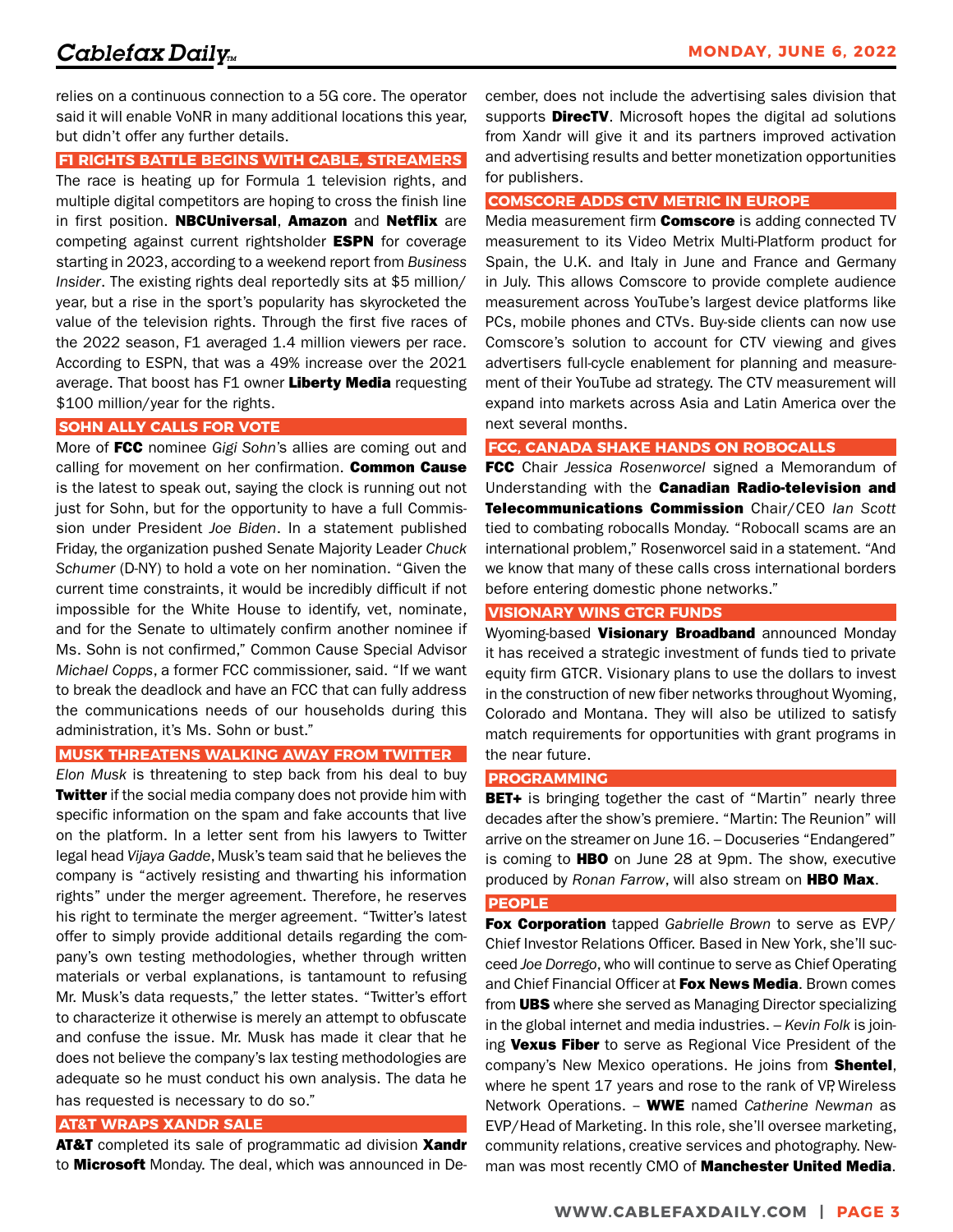relies on a continuous connection to a 5G core. The operator said it will enable VoNR in many additional locations this year, but didn't offer any further details.

## F1 RIGHTS BATTLE BEGINS WITH CABLE, STREAMERS

The race is heating up for Formula 1 television rights, and multiple digital competitors are hoping to cross the finish line in first position. **NBCUniversal**, **Amazon** and **Netflix** are competing against current rightsholder **ESPN** for coverage starting in 2023, according to a weekend report from *Business Insider*. The existing rights deal reportedly sits at $5 million/year, but a rise in the sport's popularity has skyrocketed the value of the television rights. Through the first five races of the 2022 season, F1 averaged 1.4 million viewers per race. According to ESPN, that was a 49% increase over the 2021 average. That boost has F1 owner **Liberty Media** requesting $100 million/year for the rights.

## SOHN ALLY CALLS FOR VOTE

More of **FCC** nominee *Gigi Sohn*'s allies are coming out and calling for movement on her confirmation. **Common Cause** is the latest to speak out, saying the clock is running out not just for Sohn, but for the opportunity to have a full Commission under President *Joe Biden*. In a statement published Friday, the organization pushed Senate Majority Leader *Chuck Schumer* (D-NY) to hold a vote on her nomination. "Given the current time constraints, it would be incredibly difficult if not impossible for the White House to identify, vet, nominate, and for the Senate to ultimately confirm another nominee if Ms. Sohn is not confirmed," Common Cause Special Advisor *Michael Copps*, a former FCC commissioner, said. "If we want to break the deadlock and have an FCC that can fully address the communications needs of our households during this administration, it's Ms. Sohn or bust."

## MUSK THREATENS WALKING AWAY FROM TWITTER

*Elon Musk* is threatening to step back from his deal to buy **Twitter** if the social media company does not provide him with specific information on the spam and fake accounts that live on the platform. In a letter sent from his lawyers to Twitter legal head *Vijaya Gadde*, Musk's team said that he believes the company is "actively resisting and thwarting his information rights" under the merger agreement. Therefore, he reserves his right to terminate the merger agreement. "Twitter's latest offer to simply provide additional details regarding the company's own testing methodologies, whether through written materials or verbal explanations, is tantamount to refusing Mr. Musk's data requests," the letter states. "Twitter's effort to characterize it otherwise is merely an attempt to obfuscate and confuse the issue. Mr. Musk has made it clear that he does not believe the company's lax testing methodologies are adequate so he must conduct his own analysis. The data he has requested is necessary to do so."

## AT&T WRAPS XANDR SALE

**AT&T** completed its sale of programmatic ad division **Xandr** to **Microsoft** Monday. The deal, which was announced in December, does not include the advertising sales division that supports **DirecTV**. Microsoft hopes the digital ad solutions from Xandr will give it and its partners improved activation and advertising results and better monetization opportunities for publishers.

## COMSCORE ADDS CTV METRIC IN EUROPE

Media measurement firm **Comscore** is adding connected TV measurement to its Video Metrix Multi-Platform product for Spain, the U.K. and Italy in June and France and Germany in July. This allows Comscore to provide complete audience measurement across YouTube's largest device platforms like PCs, mobile phones and CTVs. Buy-side clients can now use Comscore's solution to account for CTV viewing and gives advertisers full-cycle enablement for planning and measurement of their YouTube ad strategy. The CTV measurement will expand into markets across Asia and Latin America over the next several months.

## FCC, CANADA SHAKE HANDS ON ROBOCALLS

**FCC** Chair *Jessica Rosenworcel* signed a Memorandum of Understanding with the **Canadian Radio-television and Telecommunications Commission** Chair/CEO *Ian Scott* tied to combating robocalls Monday. "Robocall scams are an international problem," Rosenworcel said in a statement. "And we know that many of these calls cross international borders before entering domestic phone networks."

## VISIONARY WINS GTCR FUNDS

Wyoming-based **Visionary Broadband** announced Monday it has received a strategic investment of funds tied to private equity firm GTCR. Visionary plans to use the dollars to invest in the construction of new fiber networks throughout Wyoming, Colorado and Montana. They will also be utilized to satisfy match requirements for opportunities with grant programs in the near future.

## PROGRAMMING

**BET+** is bringing together the cast of "Martin" nearly three decades after the show's premiere. "Martin: The Reunion" will arrive on the streamer on June 16. – Docuseries "Endangered" is coming to **HBO** on June 28 at 9pm. The show, executive produced by *Ronan Farrow*, will also stream on **HBO Max**.

## PEOPLE

**Fox Corporation** tapped *Gabrielle Brown* to serve as EVP/Chief Investor Relations Officer. Based in New York, she'll succeed *Joe Dorrego*, who will continue to serve as Chief Operating and Chief Financial Officer at **Fox News Media**. Brown comes from **UBS** where she served as Managing Director specializing in the global internet and media industries. – *Kevin Folk* is joining **Vexus Fiber** to serve as Regional Vice President of the company's New Mexico operations. He joins from **Shentel**, where he spent 17 years and rose to the rank of VP, Wireless Network Operations. – **WWE** named *Catherine Newman* as EVP/Head of Marketing. In this role, she'll oversee marketing, community relations, creative services and photography. Newman was most recently CMO of **Manchester United Media**.